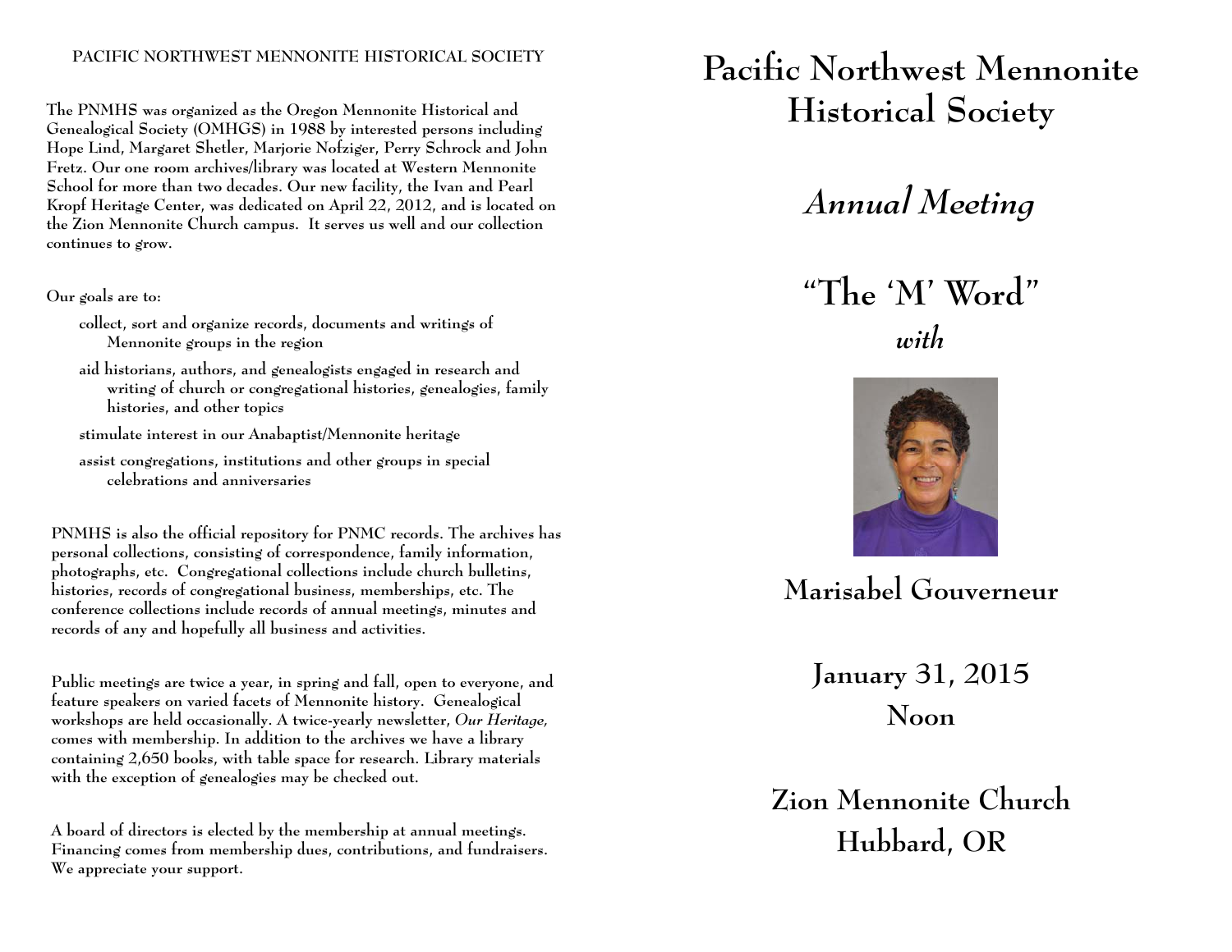## PACIFIC NORTHWEST MENNONITE HISTORICAL SOCIETY

**The PNMHS was organized as the Oregon Mennonite Historical and Genealogical Society (OMHGS) in 1988 by interested persons including Hope Lind, Margaret Shetler, Marjorie Nofziger, Perry Schrock and John Fretz. Our one room archives/library was located at Western Mennonite School for more than two decades. Our new facility, the Ivan and Pearl Kropf Heritage Center, was dedicated on April 22, 2012, and is located on the Zion Mennonite Church campus. It serves us well and our collection continues to grow.**

**Our goals are to:**

- **collect, sort and organize records, documents and writings of Mennonite groups in the region**
- **aid historians, authors, and genealogists engaged in research and writing of church or congregational histories, genealogies, family histories, and other topics**
- **stimulate interest in our Anabaptist/Mennonite heritage**
- **assist congregations, institutions and other groups in special celebrations and anniversaries**

**PNMHS is also the official repository for PNMC records. The archives has personal collections, consisting of correspondence, family information, photographs, etc. Congregational collections include church bulletins, histories, records of congregational business, memberships, etc. The conference collections include records of annual meetings, minutes and records of any and hopefully all business and activities.**

**Public meetings are twice a year, in spring and fall, open to everyone, and feature speakers on varied facets of Mennonite history. Genealogical workshops are held occasionally. A twice-yearly newsletter, *Our Heritage,* comes with membership. In addition to the archives we have a library containing 2,650 books, with table space for research. Library materials with the exception of genealogies may be checked out.**

**A board of directors is elected by the membership at annual meetings. Financing comes from membership dues, contributions, and fundraisers. We appreciate your support.**

# Pacific Northwest Mennonite Historical Society

## *Annual Meeting*

## "The 'M' Word"

***with***

### Marisabel Gouverneur

### January 31, 2015
### Noon

### Zion Mennonite Church
### Hubbard, OR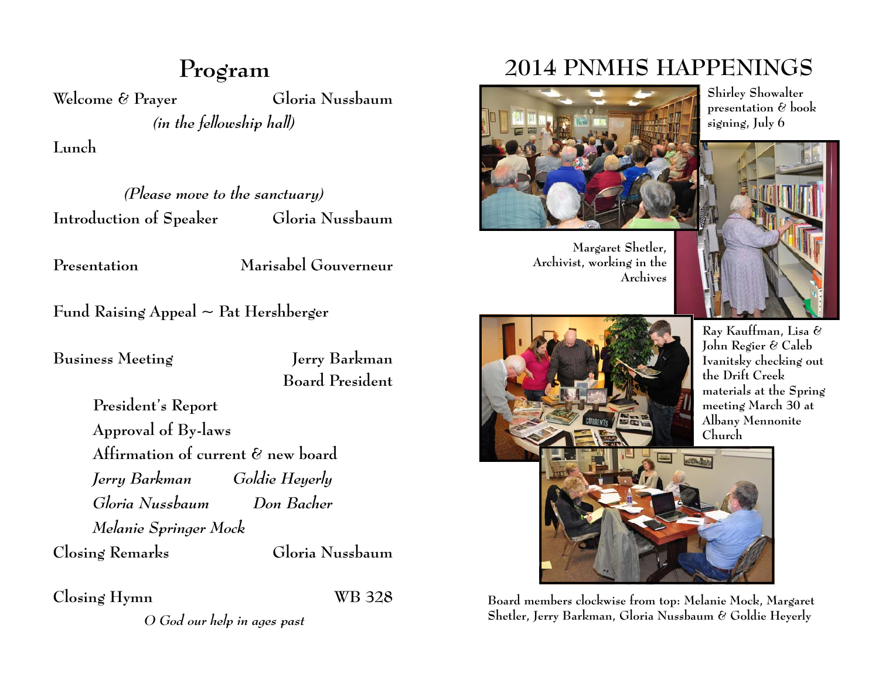# Program

Welcome & Prayer — Gloria Nussbaum

*(in the fellowship hall)*

Lunch

*(Please move to the sanctuary)*

Introduction of Speaker — Gloria Nussbaum

Presentation — Marisabel Gouverneur

Fund Raising Appeal ~ Pat Hershberger

Business Meeting — Jerry Barkman, Board President

- President's Report
- Approval of By-laws
- Affirmation of current & new board

*Jerry Barkman* — *Goldie Heyerly*

*Gloria Nussbaum* — *Don Bacher*

*Melanie Springer Mock*

Closing Remarks — Gloria Nussbaum

Closing Hymn — WB 328

*O God our help in ages past*

# 2014 PNMHS HAPPENINGS

Shirley Showalter presentation & book signing, July 6

Margaret Shetler, Archivist, working in the Archives

Ray Kauffman, Lisa & John Regier & Caleb Ivanitsky checking out the Drift Creek materials at the Spring meeting March 30 at Albany Mennonite Church

Board members clockwise from top: Melanie Mock, Margaret Shetler, Jerry Barkman, Gloria Nussbaum & Goldie Heyerly